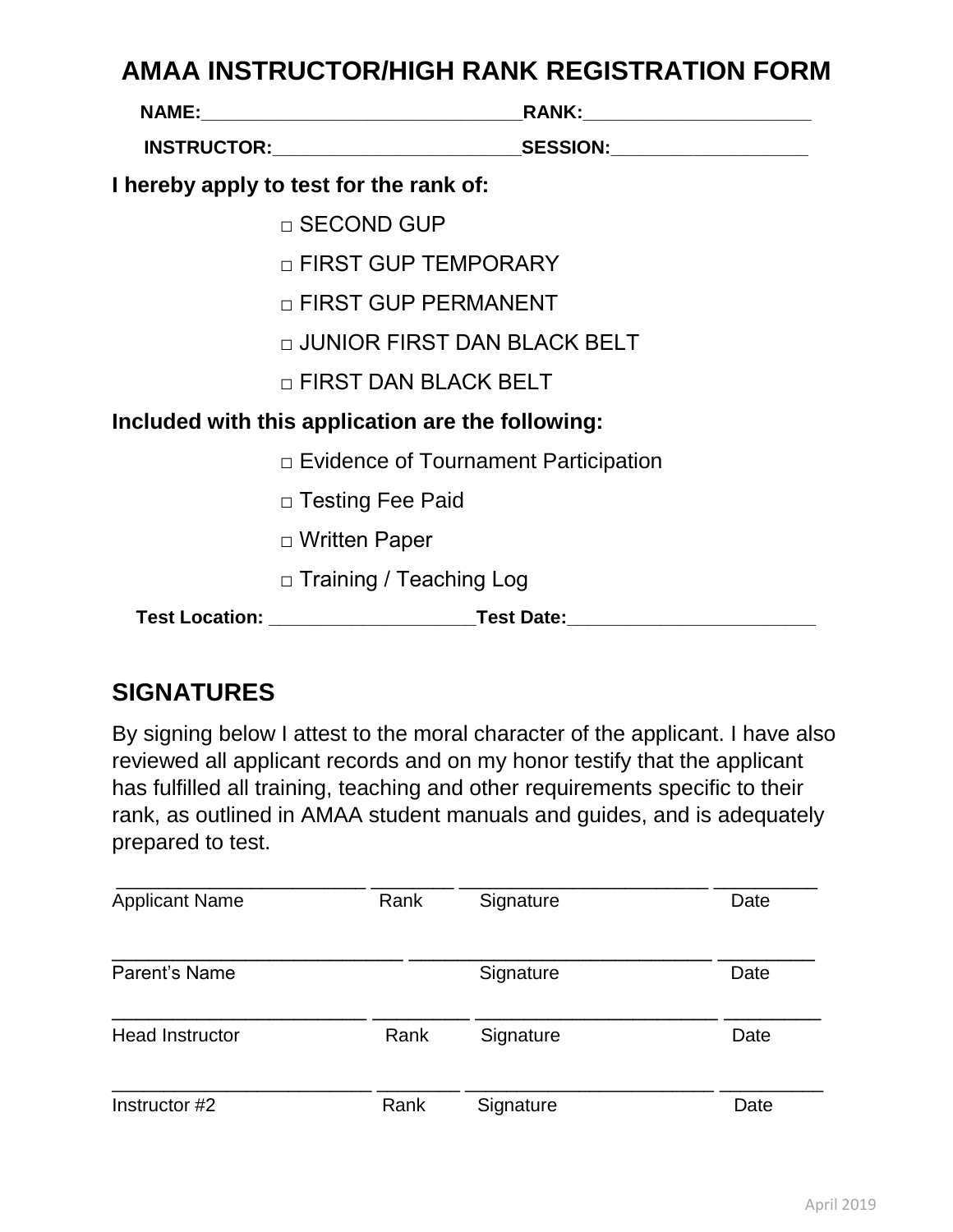# AMAA INSTRUCTOR/HIGH RANK REGISTRATION FORM

**NAME:**_______________________________**RANK:**______________________

**INSTRUCTOR:**________________________**SESSION:**___________________

**I hereby apply to test for the rank of:**

- □ SECOND GUP
- □ FIRST GUP TEMPORARY
- □ FIRST GUP PERMANENT
- □ JUNIOR FIRST DAN BLACK BELT
- □ FIRST DAN BLACK BELT

**Included with this application are the following:**

- □ Evidence of Tournament Participation
- □ Testing Fee Paid
- □ Written Paper
- □ Training / Teaching Log

**Test Location:** ____________________**Test Date:**________________________

## SIGNATURES

By signing below I attest to the moral character of the applicant. I have also reviewed all applicant records and on my honor testify that the applicant has fulfilled all training, teaching and other requirements specific to their rank, as outlined in AMAA student manuals and guides, and is adequately prepared to test.

________________________ ________ ________________________ __________
Applicant Name Rank Signature Date

____________________________ ____________________________ _________
Parent's Name Signature Date

________________________ _________ ______________________ _________
Head Instructor Rank Signature Date

________________________ ________ ________________________ _________
Instructor #2 Rank Signature Date

April 2019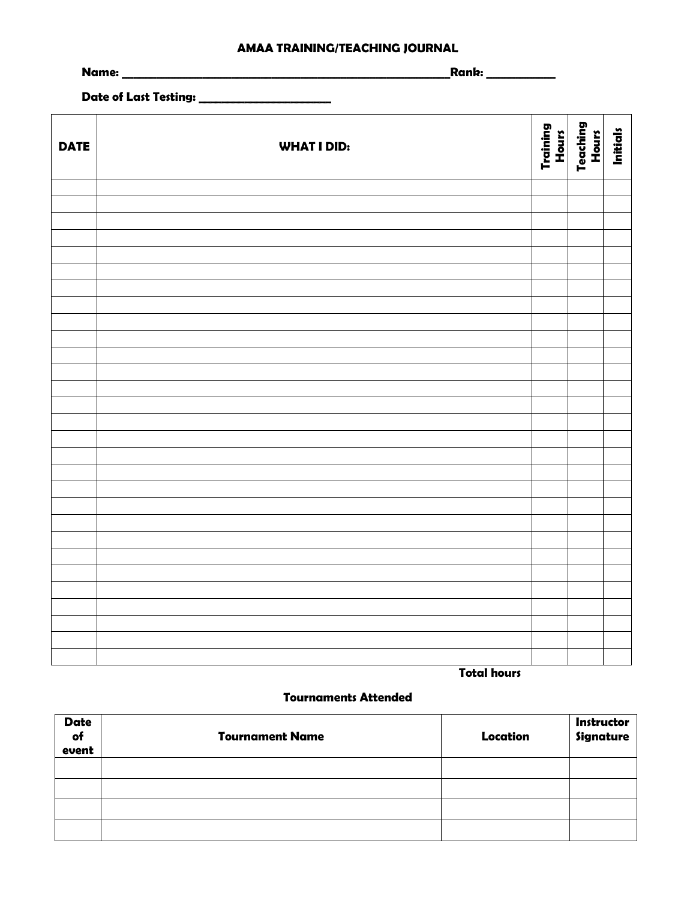# AMAA TRAINING/TEACHING JOURNAL

**Name:** ____________________________________________________**Rank:** ___________

**Date of Last Testing:** ______________________

| DATE | WHAT I DID: | Training Hours | Teaching Hours | Initials |
|---|---|---|---|---|
| | | | | |
| | | | | |
| | | | | |
| | | | | |
| | | | | |
| | | | | |
| | | | | |
| | | | | |
| | | | | |
| | | | | |
| | | | | |
| | | | | |
| | | | | |
| | | | | |
| | | | | |
| | | | | |
| | | | | |
| | | | | |
| | | | | |
| | | | | |
| | | | | |
| | | | | |
| | | | | |
| | | | | |
| | | | | |
| | | | | |
| | | | | |
| | | | | |
| | | | | |
| | **Total hours** | | | |

### Tournaments Attended

| Date of event | Tournament Name | Location | Instructor Signature |
|---|---|---|---|
| | | | |
| | | | |
| | | | |
| | | | |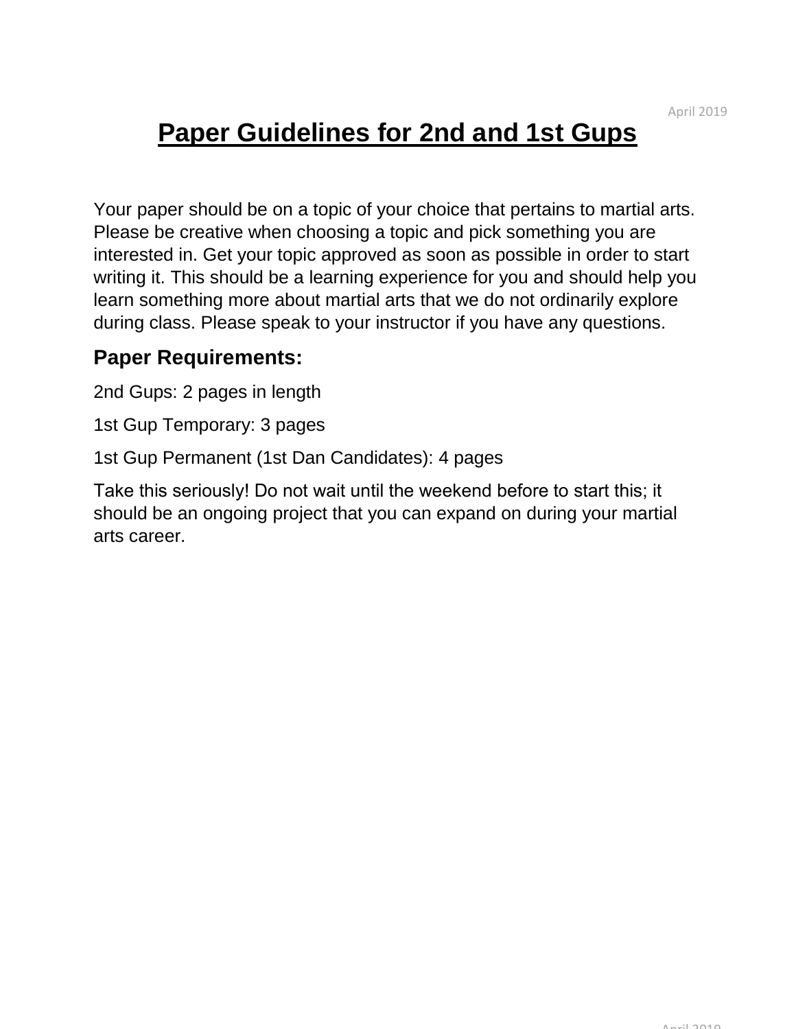# Paper Guidelines for 2nd and 1st Gups

Your paper should be on a topic of your choice that pertains to martial arts. Please be creative when choosing a topic and pick something you are interested in. Get your topic approved as soon as possible in order to start writing it. This should be a learning experience for you and should help you learn something more about martial arts that we do not ordinarily explore during class. Please speak to your instructor if you have any questions.

## Paper Requirements:

2nd Gups: 2 pages in length

1st Gup Temporary: 3 pages

1st Gup Permanent (1st Dan Candidates): 4 pages

Take this seriously! Do not wait until the weekend before to start this; it should be an ongoing project that you can expand on during your martial arts career.